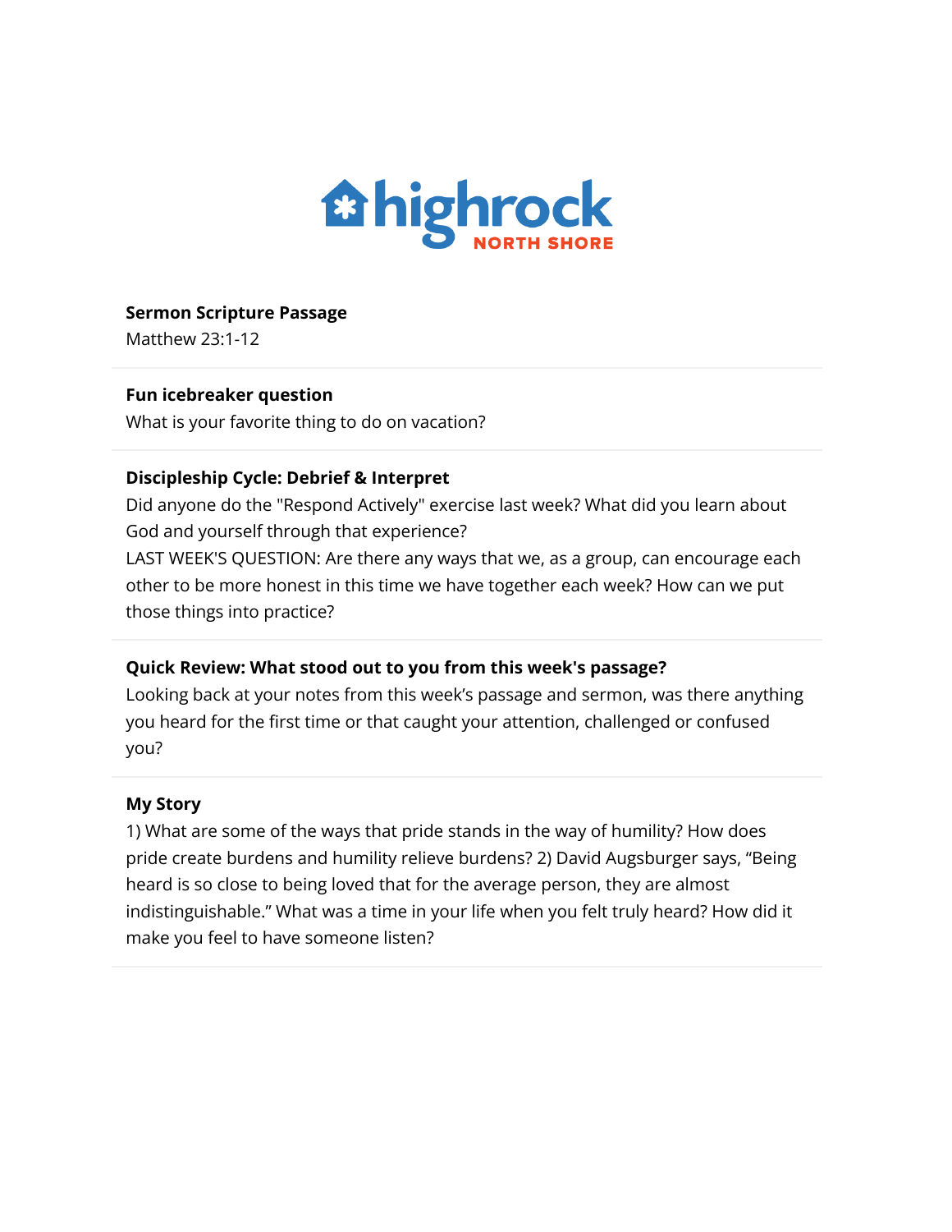highrock NORTH SHORE

**Sermon Scripture Passage**

Matthew 23:1-12

---

**Fun icebreaker question**

What is your favorite thing to do on vacation?

---

**Discipleship Cycle: Debrief & Interpret**

Did anyone do the "Respond Actively" exercise last week? What did you learn about God and yourself through that experience?

LAST WEEK'S QUESTION: Are there any ways that we, as a group, can encourage each other to be more honest in this time we have together each week? How can we put those things into practice?

---

**Quick Review: What stood out to you from this week's passage?**

Looking back at your notes from this week's passage and sermon, was there anything you heard for the first time or that caught your attention, challenged or confused you?

---

**My Story**

1) What are some of the ways that pride stands in the way of humility? How does pride create burdens and humility relieve burdens? 2) David Augsburger says, “Being heard is so close to being loved that for the average person, they are almost indistinguishable.” What was a time in your life when you felt truly heard? How did it make you feel to have someone listen?

---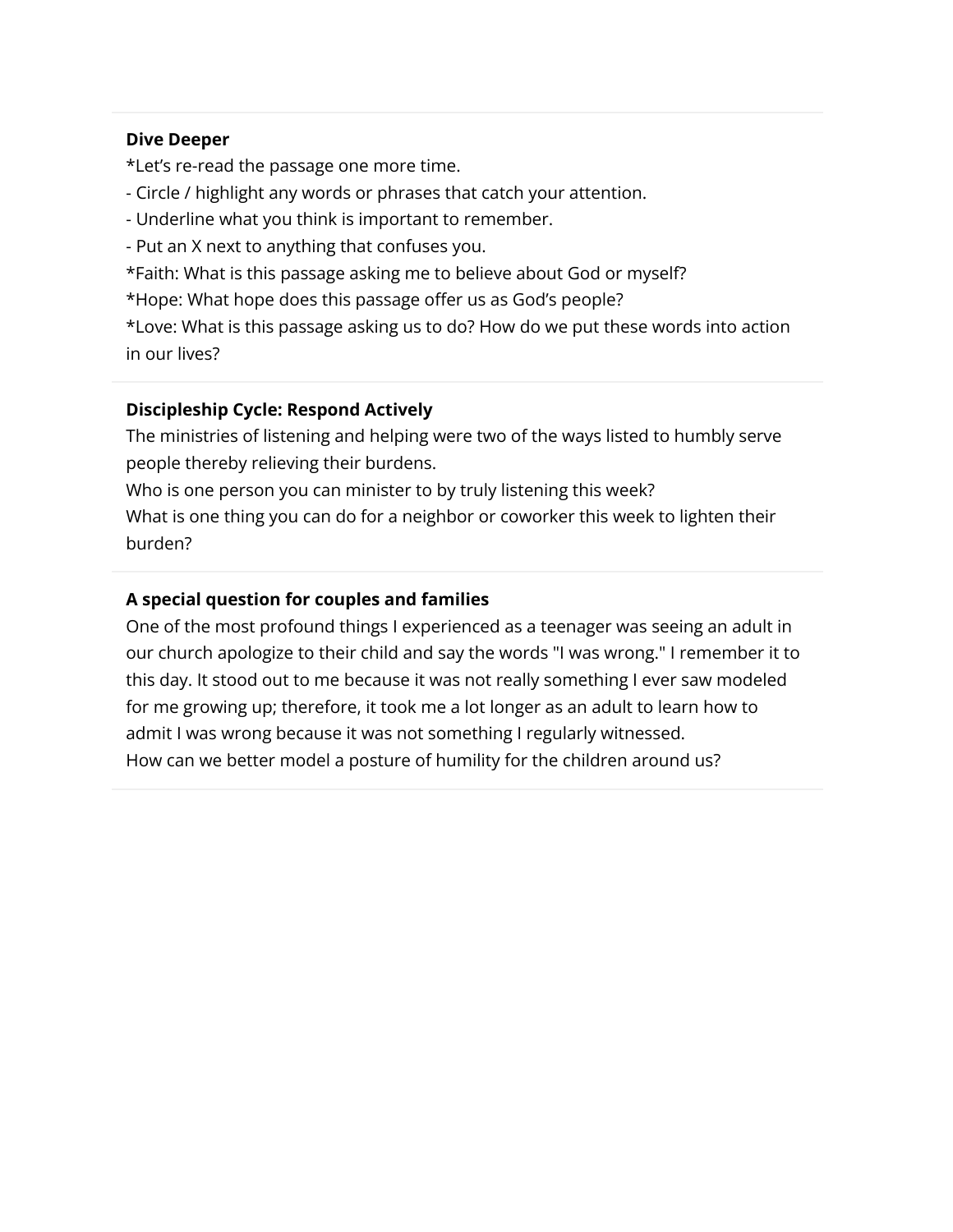**Dive Deeper**

*Let’s re-read the passage one more time.

- Circle / highlight any words or phrases that catch your attention.
- Underline what you think is important to remember.
- Put an X next to anything that confuses you.

*Faith: What is this passage asking me to believe about God or myself?

*Hope: What hope does this passage offer us as God’s people?

*Love: What is this passage asking us to do? How do we put these words into action in our lives?

---

**Discipleship Cycle: Respond Actively**

The ministries of listening and helping were two of the ways listed to humbly serve people thereby relieving their burdens.

Who is one person you can minister to by truly listening this week?

What is one thing you can do for a neighbor or coworker this week to lighten their burden?

---

**A special question for couples and families**

One of the most profound things I experienced as a teenager was seeing an adult in our church apologize to their child and say the words "I was wrong." I remember it to this day. It stood out to me because it was not really something I ever saw modeled for me growing up; therefore, it took me a lot longer as an adult to learn how to admit I was wrong because it was not something I regularly witnessed.

How can we better model a posture of humility for the children around us?